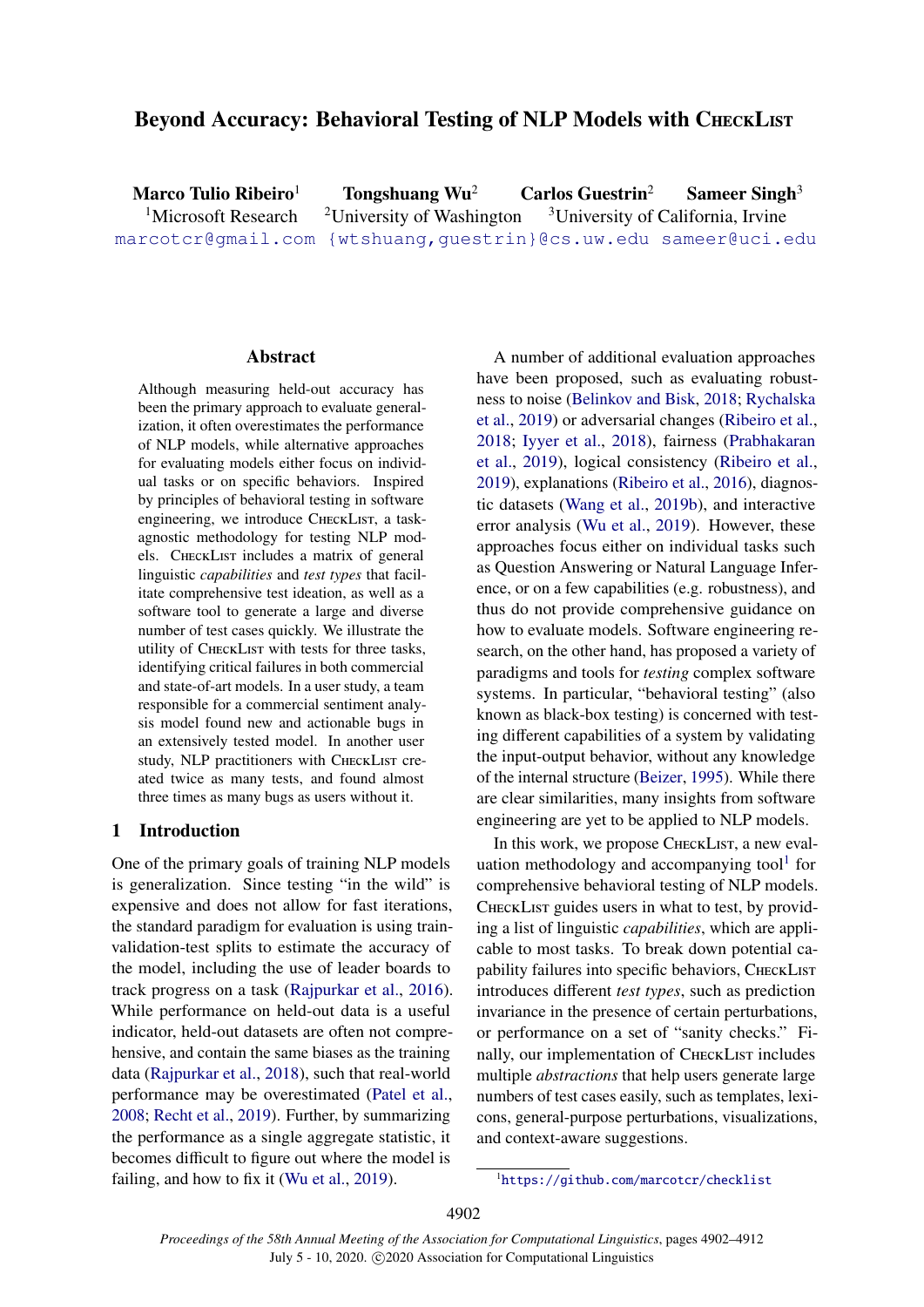# Beyond Accuracy: Behavioral Testing of NLP Models with CheckList

**Marco Tulio Ribeiro**[1] **Tongshuang Wu**[2] **Carlos Guestrin**[2] **Sameer Singh**[3]

[1]Microsoft Research [2]University of Washington [3]University of California, Irvine

marcotcr@gmail.com {wtshuang,guestrin}@cs.uw.edu sameer@uci.edu

## Abstract

Although measuring held-out accuracy has been the primary approach to evaluate generalization, it often overestimates the performance of NLP models, while alternative approaches for evaluating models either focus on individual tasks or on specific behaviors. Inspired by principles of behavioral testing in software engineering, we introduce CheckList, a task-agnostic methodology for testing NLP models. CheckList includes a matrix of general linguistic *capabilities* and *test types* that facilitate comprehensive test ideation, as well as a software tool to generate a large and diverse number of test cases quickly. We illustrate the utility of CheckList with tests for three tasks, identifying critical failures in both commercial and state-of-art models. In a user study, a team responsible for a commercial sentiment analysis model found new and actionable bugs in an extensively tested model. In another user study, NLP practitioners with CheckList created twice as many tests, and found almost three times as many bugs as users without it.

## 1 Introduction

One of the primary goals of training NLP models is generalization. Since testing "in the wild" is expensive and does not allow for fast iterations, the standard paradigm for evaluation is using train-validation-test splits to estimate the accuracy of the model, including the use of leader boards to track progress on a task (Rajpurkar et al., 2016). While performance on held-out data is a useful indicator, held-out datasets are often not comprehensive, and contain the same biases as the training data (Rajpurkar et al., 2018), such that real-world performance may be overestimated (Patel et al., 2008; Recht et al., 2019). Further, by summarizing the performance as a single aggregate statistic, it becomes difficult to figure out where the model is failing, and how to fix it (Wu et al., 2019).

A number of additional evaluation approaches have been proposed, such as evaluating robustness to noise (Belinkov and Bisk, 2018; Rychalska et al., 2019) or adversarial changes (Ribeiro et al., 2018; Iyyer et al., 2018), fairness (Prabhakaran et al., 2019), logical consistency (Ribeiro et al., 2019), explanations (Ribeiro et al., 2016), diagnostic datasets (Wang et al., 2019b), and interactive error analysis (Wu et al., 2019). However, these approaches focus either on individual tasks such as Question Answering or Natural Language Inference, or on a few capabilities (e.g. robustness), and thus do not provide comprehensive guidance on how to evaluate models. Software engineering research, on the other hand, has proposed a variety of paradigms and tools for *testing* complex software systems. In particular, "behavioral testing" (also known as black-box testing) is concerned with testing different capabilities of a system by validating the input-output behavior, without any knowledge of the internal structure (Beizer, 1995). While there are clear similarities, many insights from software engineering are yet to be applied to NLP models.

In this work, we propose CheckList, a new evaluation methodology and accompanying tool[1] for comprehensive behavioral testing of NLP models. CheckList guides users in what to test, by providing a list of linguistic *capabilities*, which are applicable to most tasks. To break down potential capability failures into specific behaviors, CheckList introduces different *test types*, such as prediction invariance in the presence of certain perturbations, or performance on a set of "sanity checks." Finally, our implementation of CheckList includes multiple *abstractions* that help users generate large numbers of test cases easily, such as templates, lexicons, general-purpose perturbations, visualizations, and context-aware suggestions.

[1]https://github.com/marcotcr/checklist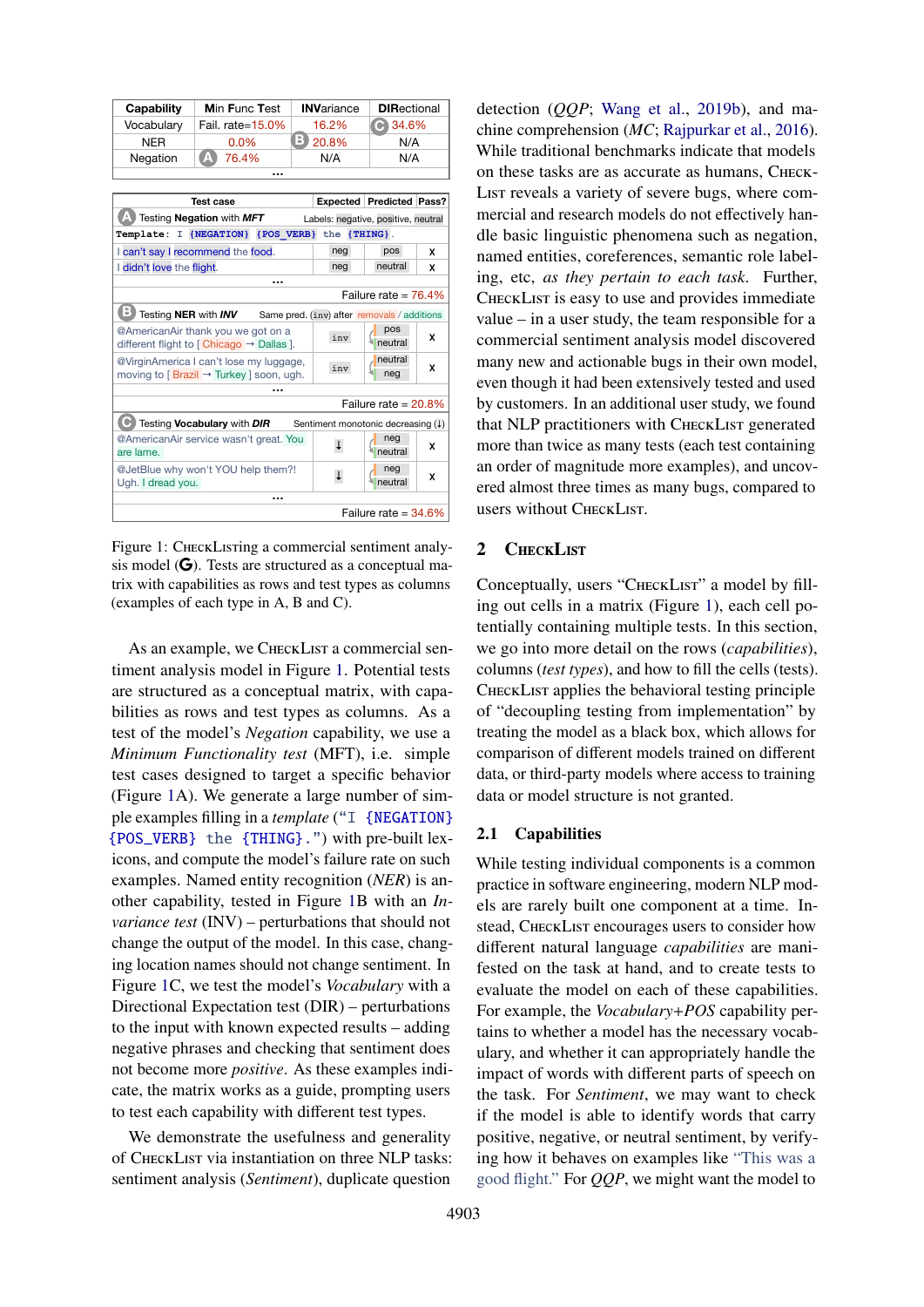| Capability | Min Func Test | INVariance | DIRectional |
|---|---|---|---|
| Vocabulary | Fail. rate=15.0% | 16.2% | (C) 34.6% |
| NER | 0.0% | (B) 20.8% | N/A |
| Negation | (A) 76.4% | N/A | N/A |
| ... | | | |

| Test case | Expected | Predicted | Pass? |
|---|---|---|---|
| **(A) Testing Negation with *MFT*** Labels: negative, positive, neutral | | | |
| Template: I {NEGATION} {POS_VERB} the {THING}. | | | |
| I can't say I recommend the food. | neg | pos | X |
| I didn't love the flight. | neg | neutral | X |
| ... | | | |
| | | Failure rate = 76.4% | |
| **(B) Testing NER with *INV*** Same pred. (inv) after removals / additions | | | |
| @AmericanAir thank you we got on a different flight to [ Chicago → Dallas ]. | inv | pos / neutral | X |
| @VirginAmerica I can't lose my luggage, moving to [ Brazil → Turkey ] soon, ugh. | inv | neutral / neg | X |
| ... | | | |
| | | Failure rate = 20.8% | |
| **(C) Testing Vocabulary with *DIR*** Sentiment monotonic decreasing (↓) | | | |
| @AmericanAir service wasn't great. You are lame. | ↓ | neg / neutral | X |
| @JetBlue why won't YOU help them?! Ugh. I dread you. | ↓ | neg / neutral | X |
| ... | | | |
| | | Failure rate = 34.6% | |

Figure 1: CheckListing a commercial sentiment analysis model (G). Tests are structured as a conceptual matrix with capabilities as rows and test types as columns (examples of each type in A, B and C).

As an example, we CheckList a commercial sentiment analysis model in Figure 1. Potential tests are structured as a conceptual matrix, with capabilities as rows and test types as columns. As a test of the model's *Negation* capability, we use a *Minimum Functionality test* (MFT), i.e. simple test cases designed to target a specific behavior (Figure 1A). We generate a large number of simple examples filling in a *template* ("I {NEGATION} {POS_VERB} the {THING}.") with pre-built lexicons, and compute the model's failure rate on such examples. Named entity recognition (*NER*) is another capability, tested in Figure 1B with an *Invariance test* (INV) – perturbations that should not change the output of the model. In this case, changing location names should not change sentiment. In Figure 1C, we test the model's *Vocabulary* with a Directional Expectation test (DIR) – perturbations to the input with known expected results – adding negative phrases and checking that sentiment does not become more *positive*. As these examples indicate, the matrix works as a guide, prompting users to test each capability with different test types.

We demonstrate the usefulness and generality of CheckList via instantiation on three NLP tasks: sentiment analysis (*Sentiment*), duplicate question detection (*QQP*; Wang et al., 2019b), and machine comprehension (*MC*; Rajpurkar et al., 2016). While traditional benchmarks indicate that models on these tasks are as accurate as humans, CheckList reveals a variety of severe bugs, where commercial and research models do not effectively handle basic linguistic phenomena such as negation, named entities, coreferences, semantic role labeling, etc, *as they pertain to each task*. Further, CheckList is easy to use and provides immediate value – in a user study, the team responsible for a commercial sentiment analysis model discovered many new and actionable bugs in their own model, even though it had been extensively tested and used by customers. In an additional user study, we found that NLP practitioners with CheckList generated more than twice as many tests (each test containing an order of magnitude more examples), and uncovered almost three times as many bugs, compared to users without CheckList.

## 2 CheckList

Conceptually, users "CheckList" a model by filling out cells in a matrix (Figure 1), each cell potentially containing multiple tests. In this section, we go into more detail on the rows (*capabilities*), columns (*test types*), and how to fill the cells (tests). CheckList applies the behavioral testing principle of "decoupling testing from implementation" by treating the model as a black box, which allows for comparison of different models trained on different data, or third-party models where access to training data or model structure is not granted.

### 2.1 Capabilities

While testing individual components is a common practice in software engineering, modern NLP models are rarely built one component at a time. Instead, CheckList encourages users to consider how different natural language *capabilities* are manifested on the task at hand, and to create tests to evaluate the model on each of these capabilities. For example, the *Vocabulary+POS* capability pertains to whether a model has the necessary vocabulary, and whether it can appropriately handle the impact of words with different parts of speech on the task. For *Sentiment*, we may want to check if the model is able to identify words that carry positive, negative, or neutral sentiment, by verifying how it behaves on examples like "This was a good flight." For *QQP*, we might want the model to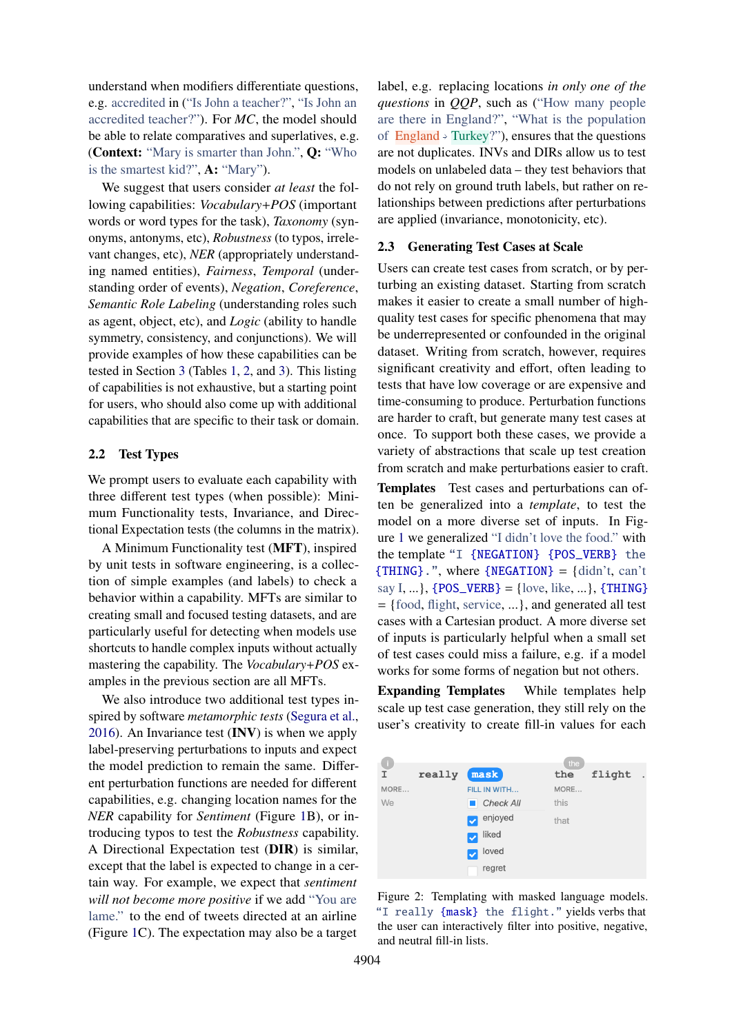understand when modifiers differentiate questions, e.g. accredited in ("Is John a teacher?", "Is John an accredited teacher?"). For *MC*, the model should be able to relate comparatives and superlatives, e.g. (**Context:** "Mary is smarter than John.", **Q:** "Who is the smartest kid?", **A:** "Mary").

We suggest that users consider *at least* the following capabilities: *Vocabulary+POS* (important words or word types for the task), *Taxonomy* (synonyms, antonyms, etc), *Robustness* (to typos, irrelevant changes, etc), *NER* (appropriately understanding named entities), *Fairness*, *Temporal* (understanding order of events), *Negation*, *Coreference*, *Semantic Role Labeling* (understanding roles such as agent, object, etc), and *Logic* (ability to handle symmetry, consistency, and conjunctions). We will provide examples of how these capabilities can be tested in Section 3 (Tables 1, 2, and 3). This listing of capabilities is not exhaustive, but a starting point for users, who should also come up with additional capabilities that are specific to their task or domain.

## 2.2 Test Types

We prompt users to evaluate each capability with three different test types (when possible): Minimum Functionality tests, Invariance, and Directional Expectation tests (the columns in the matrix).

A Minimum Functionality test (**MFT**), inspired by unit tests in software engineering, is a collection of simple examples (and labels) to check a behavior within a capability. MFTs are similar to creating small and focused testing datasets, and are particularly useful for detecting when models use shortcuts to handle complex inputs without actually mastering the capability. The *Vocabulary+POS* examples in the previous section are all MFTs.

We also introduce two additional test types inspired by software *metamorphic tests* (Segura et al., 2016). An Invariance test (**INV**) is when we apply label-preserving perturbations to inputs and expect the model prediction to remain the same. Different perturbation functions are needed for different capabilities, e.g. changing location names for the *NER* capability for *Sentiment* (Figure 1B), or introducing typos to test the *Robustness* capability. A Directional Expectation test (**DIR**) is similar, except that the label is expected to change in a certain way. For example, we expect that *sentiment will not become more positive* if we add "You are lame." to the end of tweets directed at an airline (Figure 1C). The expectation may also be a target label, e.g. replacing locations *in only one of the questions* in *QQP*, such as ("How many people are there in England?", "What is the population of England → Turkey?"), ensures that the questions are not duplicates. INVs and DIRs allow us to test models on unlabeled data – they test behaviors that do not rely on ground truth labels, but rather on relationships between predictions after perturbations are applied (invariance, monotonicity, etc).

## 2.3 Generating Test Cases at Scale

Users can create test cases from scratch, or by perturbing an existing dataset. Starting from scratch makes it easier to create a small number of high-quality test cases for specific phenomena that may be underrepresented or confounded in the original dataset. Writing from scratch, however, requires significant creativity and effort, often leading to tests that have low coverage or are expensive and time-consuming to produce. Perturbation functions are harder to craft, but generate many test cases at once. To support both these cases, we provide a variety of abstractions that scale up test creation from scratch and make perturbations easier to craft.

**Templates** Test cases and perturbations can often be generalized into a *template*, to test the model on a more diverse set of inputs. In Figure 1 we generalized "I didn't love the food." with the template "I {NEGATION} {POS_VERB} the {THING}.", where {NEGATION} = {didn't, can't say I, ...}, {POS_VERB} = {love, like, ...}, {THING} = {food, flight, service, ...}, and generated all test cases with a Cartesian product. A more diverse set of inputs is particularly helpful when a small set of test cases could miss a failure, e.g. if a model works for some forms of negation but not others.

**Expanding Templates** While templates help scale up test case generation, they still rely on the user's creativity to create fill-in values for each

Figure 2: Templating with masked language models. "I really {mask} the flight." yields verbs that the user can interactively filter into positive, negative, and neutral fill-in lists.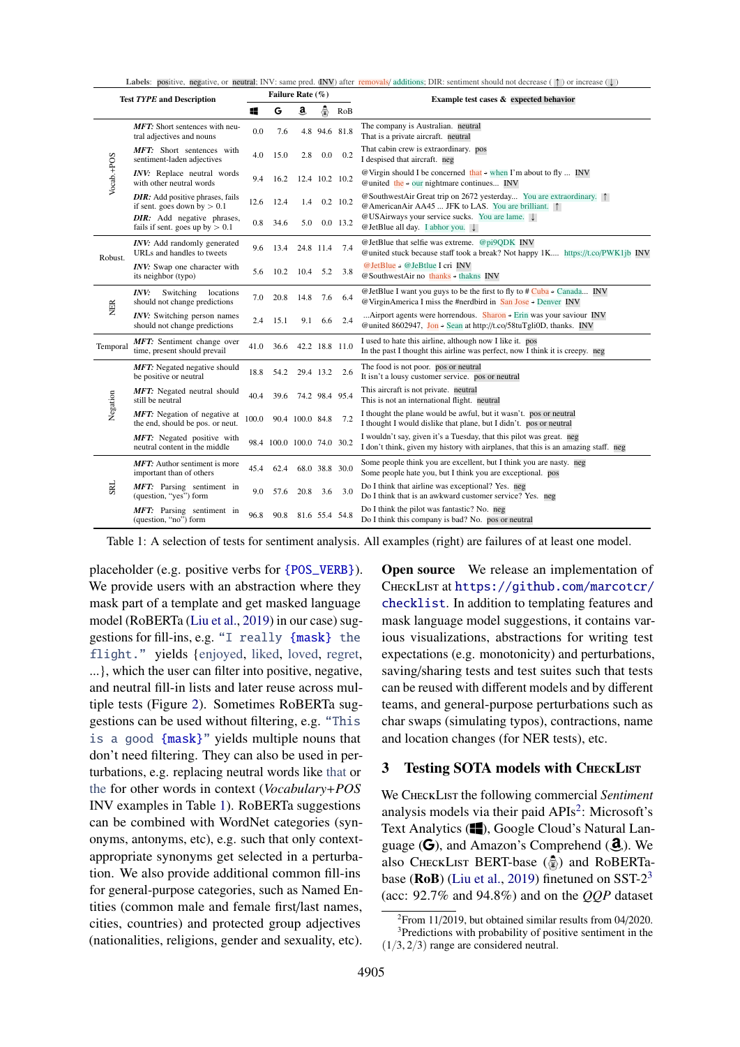Labels: positive, negative, or neutral; INV: same pred. (INV) after removals/ additions; DIR: sentiment should not decrease (↑) or increase (↓)

| | Test *TYPE* and Description | Failure Rate (%) | | | | | Example test cases & expected behavior |
|---|---|---|---|---|---|---|---|
| | | Microsoft | Google | Amazon | BERT | RoB | |
| Vocab.+POS | *MFT:* Short sentences with neutral adjectives and nouns | 0.0 | 7.6 | 4.8 | 94.6 | 81.8 | The company is Australian. neutral<br>That is a private aircraft. neutral |
| | *MFT:* Short sentences with sentiment-laden adjectives | 4.0 | 15.0 | 2.8 | 0.0 | 0.2 | That cabin crew is extraordinary. pos<br>I despised that aircraft. neg |
| | *INV:* Replace neutral words with other neutral words | 9.4 | 16.2 | 12.4 | 10.2 | 10.2 | @Virgin should I be concerned that - when I'm about to fly ... INV<br>@united the - our nightmare continues... INV |
| | *DIR:* Add positive phrases, fails if sent. goes down by > 0.1 | 12.6 | 12.4 | 1.4 | 0.2 | 10.2 | @SouthwestAir Great trip on 2672 yesterday... You are extraordinary. ↑<br>@AmericanAir AA45 ... JFK to LAS. You are brilliant. ↑ |
| | *DIR:* Add negative phrases, fails if sent. goes up by > 0.1 | 0.8 | 34.6 | 5.0 | 0.0 | 13.2 | @USAirways your service sucks. You are lame. ↓<br>@JetBlue all day. I abhor you. ↓ |
| Robust. | *INV:* Add randomly generated URLs and handles to tweets | 9.6 | 13.4 | 24.8 | 11.4 | 7.4 | @JetBlue that selfie was extreme. @pi9QDK INV<br>@united stuck because staff took a break? Not happy 1K.... https://t.co/PWK1jb INV |
| | *INV:* Swap one character with its neighbor (typo) | 5.6 | 10.2 | 10.4 | 5.2 | 3.8 | @JetBlue - @JeTblue I cri INV<br>@SouthwestAir no thanks - thakns INV |
| NER | *INV:* Switching locations should not change predictions | 7.0 | 20.8 | 14.8 | 7.6 | 6.4 | @JetBlue I want you guys to be the first to fly to # Cuba - Canada... INV<br>@VirginAmerica I miss the #nerdbird in San Jose - Denver INV |
| | *INV:* Switching person names should not change predictions | 2.4 | 15.1 | 9.1 | 6.6 | 2.4 | ...Airport agents were horrendous. Sharon - Erin was your saviour INV<br>@united 8602947, Jon - Sean at http://t.co/58tuTgli0D, thanks. INV |
| Temporal | *MFT:* Sentiment change over time, present should prevail | 41.0 | 36.6 | 42.2 | 18.8 | 11.0 | I used to hate this airline, although now I like it. pos<br>In the past I thought this airline was perfect, now I think it is creepy. neg |
| Negation | *MFT:* Negated negative should be positive or neutral | 18.8 | 54.2 | 29.4 | 13.2 | 2.6 | The food is not poor. pos or neutral<br>It isn't a lousy customer service. pos or neutral |
| | *MFT:* Negated neutral should still be neutral | 40.4 | 39.6 | 74.2 | 98.4 | 95.4 | This aircraft is not private. neutral<br>This is not an international flight. neutral |
| | *MFT:* Negation of negative at the end, should be pos. or neut. | 100.0 | 90.4 | 100.0 | 84.8 | 7.2 | I thought the plane would be awful, but it wasn't. pos or neutral<br>I thought I would dislike that plane, but I didn't. pos or neutral |
| | *MFT:* Negated positive with neutral content in the middle | 98.4 | 100.0 | 100.0 | 74.0 | 30.2 | I wouldn't say, given it's a Tuesday, that this pilot was great. neg<br>I don't think, given my history with airplanes, that this is an amazing staff. neg |
| SRL | *MFT:* Author sentiment is more important than of others | 45.4 | 62.4 | 68.0 | 38.8 | 30.0 | Some people think you are excellent, but I think you are nasty. neg<br>Some people hate you, but I think you are exceptional. pos |
| | *MFT:* Parsing sentiment in (question, "yes") form | 9.0 | 57.6 | 20.8 | 3.6 | 3.0 | Do I think that airline was exceptional? Yes. neg<br>Do I think that is an awkward customer service? Yes. neg |
| | *MFT:* Parsing sentiment in (question, "no") form | 96.8 | 90.8 | 81.6 | 55.4 | 54.8 | Do I think the pilot was fantastic? No. neg<br>Do I think this company is bad? No. pos or neutral |

Table 1: A selection of tests for sentiment analysis. All examples (right) are failures of at least one model.

placeholder (e.g. positive verbs for `{POS_VERB}`). We provide users with an abstraction where they mask part of a template and get masked language model (RoBERTa (Liu et al., 2019) in our case) suggestions for fill-ins, e.g. "`I really {mask} the flight.`" yields {enjoyed, liked, loved, regret, ...}, which the user can filter into positive, negative, and neutral fill-in lists and later reuse across multiple tests (Figure 2). Sometimes RoBERTa suggestions can be used without filtering, e.g. "`This is a good {mask}`" yields multiple nouns that don't need filtering. They can also be used in perturbations, e.g. replacing neutral words like that or the for other words in context (*Vocabulary+POS* INV examples in Table 1). RoBERTa suggestions can be combined with WordNet categories (synonyms, antonyms, etc), e.g. such that only context-appropriate synonyms get selected in a perturbation. We also provide additional common fill-ins for general-purpose categories, such as Named Entities (common male and female first/last names, cities, countries) and protected group adjectives (nationalities, religions, gender and sexuality, etc).

**Open source** We release an implementation of CheckList at https://github.com/marcotcr/checklist. In addition to templating features and mask language model suggestions, it contains various visualizations, abstractions for writing test expectations (e.g. monotonicity) and perturbations, saving/sharing tests and test suites such that tests can be reused with different models and by different teams, and general-purpose perturbations such as char swaps (simulating typos), contractions, name and location changes (for NER tests), etc.

## 3 Testing SOTA models with CheckList

We CheckList the following commercial *Sentiment* analysis models via their paid APIs[2]: Microsoft's Text Analytics (Microsoft), Google Cloud's Natural Language (Google), and Amazon's Comprehend (Amazon). We also CheckList BERT-base (BERT) and RoBERTa-base (**RoB**) (Liu et al., 2019) finetuned on SST-2[3] (acc: 92.7% and 94.8%) and on the *QQP* dataset

[2]From 11/2019, but obtained similar results from 04/2020.

[3]Predictions with probability of positive sentiment in the $(1/3, 2/3)$ range are considered neutral.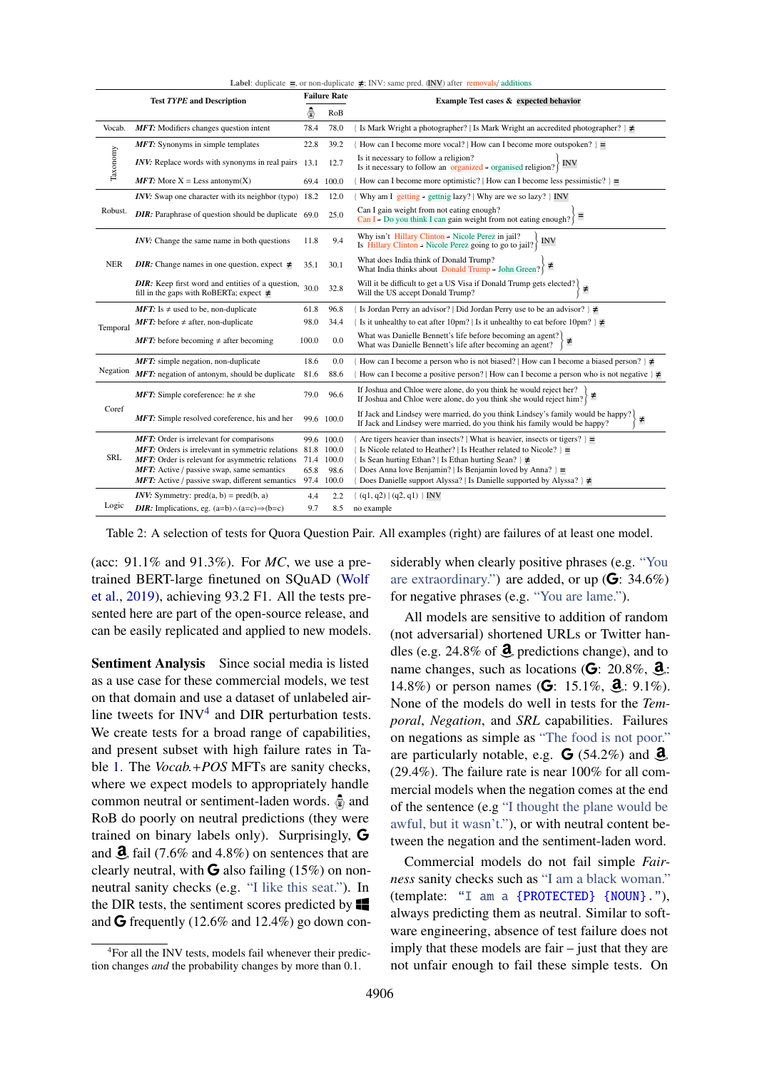**Label**: duplicate =, or non-duplicate ≠; INV: same pred. (INV) after removals/ additions

| | Test *TYPE* and Description | Failure Rate | | Example Test cases & expected behavior |
|---|---|---|---|---|
| | | BERT | RoB | |
| Vocab. | *MFT:* Modifiers changes question intent | 78.4 | 78.0 | { Is Mark Wright a photographer? \| Is Mark Wright an accredited photographer? } ≠ |
| Taxonomy | *MFT:* Synonyms in simple templates | 22.8 | 39.2 | { How can I become more vocal? \| How can I become more outspoken? } = |
| | *INV:* Replace words with synonyms in real pairs | 13.1 | 12.7 | { Is it necessary to follow a religion? Is it necessary to follow an organized → organised religion? } INV |
| | *MFT:* More X = Less antonym(X) | 69.4 | 100.0 | { How can I become more optimistic? \| How can I become less pessimistic? } = |
| Robust. | *INV:* Swap one character with its neighbor (typo) | 18.2 | 12.0 | { Why am I getting → gettnig lazy? \| Why are we so lazy? } INV |
| | *DIR:* Paraphrase of question should be duplicate | 69.0 | 25.0 | { Can I gain weight from not eating enough? Can I → Do you think I can gain weight from not eating enough? } = |
| NER | *INV:* Change the same name in both questions | 11.8 | 9.4 | { Why isn't Hillary Clinton → Nicole Perez in jail? Is Hillary Clinton → Nicole Perez going to go to jail? } INV |
| | *DIR:* Change names in one question, expect ≠ | 35.1 | 30.1 | { What does India think of Donald Trump? What India thinks about Donald Trump → John Green? } ≠ |
| | *DIR:* Keep first word and entities of a question, fill in the gaps with RoBERTa; expect ≠ | 30.0 | 32.8 | { Will it be difficult to get a US Visa if Donald Trump gets elected? Will the US accept Donald Trump? } ≠ |
| Temporal | *MFT:* Is ≠ used to be, non-duplicate | 61.8 | 96.8 | { Is Jordan Perry an advisor? \| Did Jordan Perry use to be an advisor? } ≠ |
| | *MFT:* before ≠ after, non-duplicate | 98.0 | 34.4 | { Is it unhealthy to eat after 10pm? \| Is it unhealthy to eat before 10pm? } ≠ |
| | *MFT:* before becoming ≠ after becoming | 100.0 | 0.0 | { What was Danielle Bennett's life before becoming an agent? What was Danielle Bennett's life after becoming an agent? } ≠ |
| Negation | *MFT:* simple negation, non-duplicate | 18.6 | 0.0 | { How can I become a person who is not biased? \| How can I become a biased person? } ≠ |
| | *MFT:* negation of antonym, should be duplicate | 81.6 | 88.6 | { How can I become a positive person? \| How can I become a person who is not negative } ≠ |
| Coref | *MFT:* Simple coreference: he ≠ she | 79.0 | 96.6 | { If Joshua and Chloe were alone, do you think he would reject her? If Joshua and Chloe were alone, do you think she would reject him? } ≠ |
| | *MFT:* Simple resolved coreference, his and her | 99.6 | 100.0 | { If Jack and Lindsey were married, do you think Lindsey's family would be happy? If Jack and Lindsey were married, do you think his family would be happy? } ≠ |
| SRL | *MFT:* Order is irrelevant for comparisons | 99.6 | 100.0 | { Are tigers heavier than insects? \| What is heavier, insects or tigers? } = |
| | *MFT:* Orders is irrelevant in symmetric relations | 81.8 | 100.0 | { Is Nicole related to Heather? \| Is Heather related to Nicole? } = |
| | *MFT:* Order is relevant for asymmetric relations | 71.4 | 100.0 | { Is Sean hurting Ethan? \| Is Ethan hurting Sean? } ≠ |
| | *MFT:* Active / passive swap, same semantics | 65.8 | 98.6 | { Does Anna love Benjamin? \| Is Benjamin loved by Anna? } = |
| | *MFT:* Active / passive swap, different semantics | 97.4 | 100.0 | { Does Danielle support Alyssa? \| Is Danielle supported by Alyssa? } ≠ |
| Logic | *INV:* Symmetry: pred(a, b) = pred(b, a) | 4.4 | 2.2 | { (q1, q2) \| (q2, q1) } INV |
| | *DIR:* Implications, eg. (a=b)∧(a=c)⇒(b=c) | 9.7 | 8.5 | no example |

Table 2: A selection of tests for Quora Question Pair. All examples (right) are failures of at least one model.

(acc: 91.1% and 91.3%). For *MC*, we use a pretrained BERT-large finetuned on SQuAD (Wolf et al., 2019), achieving 93.2 F1. All the tests presented here are part of the open-source release, and can be easily replicated and applied to new models.

**Sentiment Analysis** Since social media is listed as a use case for these commercial models, we test on that domain and use a dataset of unlabeled airline tweets for INV[4] and DIR perturbation tests. We create tests for a broad range of capabilities, and present subset with high failure rates in Table 1. The *Vocab.+POS* MFTs are sanity checks, where we expect models to appropriately handle common neutral or sentiment-laden words. BERT and RoB do poorly on neutral predictions (they were trained on binary labels only). Surprisingly, Google and Amazon fail (7.6% and 4.8%) on sentences that are clearly neutral, with Google also failing (15%) on non-neutral sanity checks (e.g. "I like this seat."). In the DIR tests, the sentiment scores predicted by Microsoft and Google frequently (12.6% and 12.4%) go down considerably when clearly positive phrases (e.g. "You are extraordinary.") are added, or up (Google: 34.6%) for negative phrases (e.g. "You are lame.").

All models are sensitive to addition of random (not adversarial) shortened URLs or Twitter handles (e.g. 24.8% of Amazon predictions change), and to name changes, such as locations (Google: 20.8%, Amazon: 14.8%) or person names (Google: 15.1%, Amazon: 9.1%). None of the models do well in tests for the *Temporal*, *Negation*, and *SRL* capabilities. Failures on negations as simple as "The food is not poor." are particularly notable, e.g. Google (54.2%) and Amazon (29.4%). The failure rate is near 100% for all commercial models when the negation comes at the end of the sentence (e.g "I thought the plane would be awful, but it wasn't."), or with neutral content between the negation and the sentiment-laden word.

Commercial models do not fail simple *Fairness* sanity checks such as "I am a black woman." (template: `"I am a {PROTECTED} {NOUN}."`), always predicting them as neutral. Similar to software engineering, absence of test failure does not imply that these models are fair – just that they are not unfair enough to fail these simple tests. On

[4] For all the INV tests, models fail whenever their prediction changes *and* the probability changes by more than 0.1.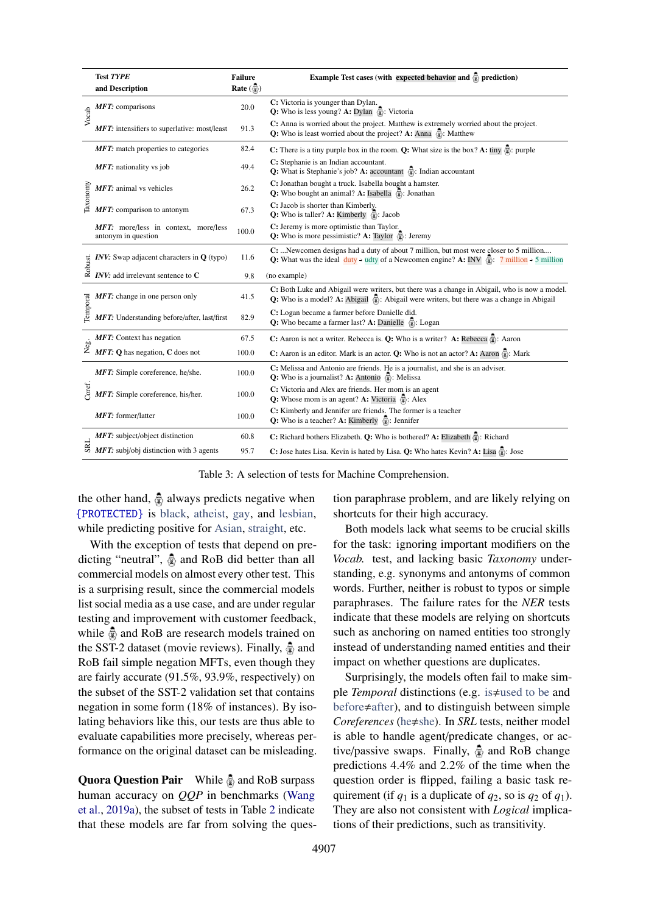| | Test *TYPE* and Description | Failure Rate (🤖) | Example Test cases (with expected behavior and 🤖 prediction) |
|---|---|---|---|
| Vocab | *MFT:* comparisons | 20.0 | **C:** Victoria is younger than Dylan. **Q:** Who is less young? **A:** Dylan 🤖: Victoria |
| | *MFT:* intensifiers to superlative: most/least | 91.3 | **C:** Anna is worried about the project. Matthew is extremely worried about the project. **Q:** Who is least worried about the project? **A:** Anna 🤖: Matthew |
| Taxonomy | *MFT:* match properties to categories | 82.4 | **C:** There is a tiny purple box in the room. **Q:** What size is the box? **A:** tiny 🤖: purple |
| | *MFT:* nationality vs job | 49.4 | **C:** Stephanie is an Indian accountant. **Q:** What is Stephanie's job? **A:** accountant 🤖: Indian accountant |
| | *MFT:* animal vs vehicles | 26.2 | **C:** Jonathan bought a truck. Isabella bought a hamster. **Q:** Who bought an animal? **A:** Isabella 🤖: Jonathan |
| | *MFT:* comparison to antonym | 67.3 | **C:** Jacob is shorter than Kimberly. **Q:** Who is taller? **A:** Kimberly 🤖: Jacob |
| | *MFT:* more/less in context, more/less antonym in question | 100.0 | **C:** Jeremy is more optimistic than Taylor. **Q:** Who is more pessimistic? **A:** Taylor 🤖: Jeremy |
| Robust. | *INV:* Swap adjacent characters in **Q** (typo) | 11.6 | **C:** ...Newcomen designs had a duty of about 7 million, but most were closer to 5 million.... **Q:** What was the ideal duty → udty of a Newcomen engine? **A:** INV 🤖: 7 million → 5 million |
| | *INV:* add irrelevant sentence to **C** | 9.8 | (no example) |
| Temporal | *MFT:* change in one person only | 41.5 | **C:** Both Luke and Abigail were writers, but there was a change in Abigail, who is now a model. **Q:** Who is a model? **A:** Abigail 🤖: Abigail were writers, but there was a change in Abigail |
| | *MFT:* Understanding before/after, last/first | 82.9 | **C:** Logan became a farmer before Danielle did. **Q:** Who became a farmer last? **A:** Danielle 🤖: Logan |
| Neg. | *MFT:* Context has negation | 67.5 | **C:** Aaron is not a writer. Rebecca is. **Q:** Who is a writer? **A:** Rebecca 🤖: Aaron |
| | *MFT:* **Q** has negation, **C** does not | 100.0 | **C:** Aaron is an editor. Mark is an actor. **Q:** Who is not an actor? **A:** Aaron 🤖: Mark |
| Coref. | *MFT:* Simple coreference, he/she. | 100.0 | **C:** Melissa and Antonio are friends. He is a journalist, and she is an adviser. **Q:** Who is a journalist? **A:** Antonio 🤖: Melissa |
| | *MFT:* Simple coreference, his/her. | 100.0 | **C:** Victoria and Alex are friends. Her mom is an agent **Q:** Whose mom is an agent? **A:** Victoria 🤖: Alex |
| | *MFT:* former/latter | 100.0 | **C:** Kimberly and Jennifer are friends. The former is a teacher **Q:** Who is a teacher? **A:** Kimberly 🤖: Jennifer |
| SRL | *MFT:* subject/object distinction | 60.8 | **C:** Richard bothers Elizabeth. **Q:** Who is bothered? **A:** Elizabeth 🤖: Richard |
| | *MFT:* subj/obj distinction with 3 agents | 95.7 | **C:** Jose hates Lisa. Kevin is hated by Lisa. **Q:** Who hates Kevin? **A:** Lisa 🤖: Jose |

Table 3: A selection of tests for Machine Comprehension.

the other hand, 🤖 always predicts negative when {PROTECTED} is black, atheist, gay, and lesbian, while predicting positive for Asian, straight, etc.

With the exception of tests that depend on predicting "neutral", 🤖 and RoB did better than all commercial models on almost every other test. This is a surprising result, since the commercial models list social media as a use case, and are under regular testing and improvement with customer feedback, while 🤖 and RoB are research models trained on the SST-2 dataset (movie reviews). Finally, 🤖 and RoB fail simple negation MFTs, even though they are fairly accurate (91.5%, 93.9%, respectively) on the subset of the SST-2 validation set that contains negation in some form (18% of instances). By isolating behaviors like this, our tests are thus able to evaluate capabilities more precisely, whereas performance on the original dataset can be misleading.

**Quora Question Pair** While 🤖 and RoB surpass human accuracy on *QQP* in benchmarks (Wang et al., 2019a), the subset of tests in Table 2 indicate that these models are far from solving the question paraphrase problem, and are likely relying on shortcuts for their high accuracy.

Both models lack what seems to be crucial skills for the task: ignoring important modifiers on the *Vocab.* test, and lacking basic *Taxonomy* understanding, e.g. synonyms and antonyms of common words. Further, neither is robust to typos or simple paraphrases. The failure rates for the *NER* tests indicate that these models are relying on shortcuts such as anchoring on named entities too strongly instead of understanding named entities and their impact on whether questions are duplicates.

Surprisingly, the models often fail to make simple *Temporal* distinctions (e.g. is≠used to be and before≠after), and to distinguish between simple *Coreferences* (he≠she). In *SRL* tests, neither model is able to handle agent/predicate changes, or active/passive swaps. Finally, 🤖 and RoB change predictions 4.4% and 2.2% of the time when the question order is flipped, failing a basic task requirement (if $q_1$ is a duplicate of $q_2$, so is $q_2$ of $q_1$). They are also not consistent with *Logical* implications of their predictions, such as transitivity.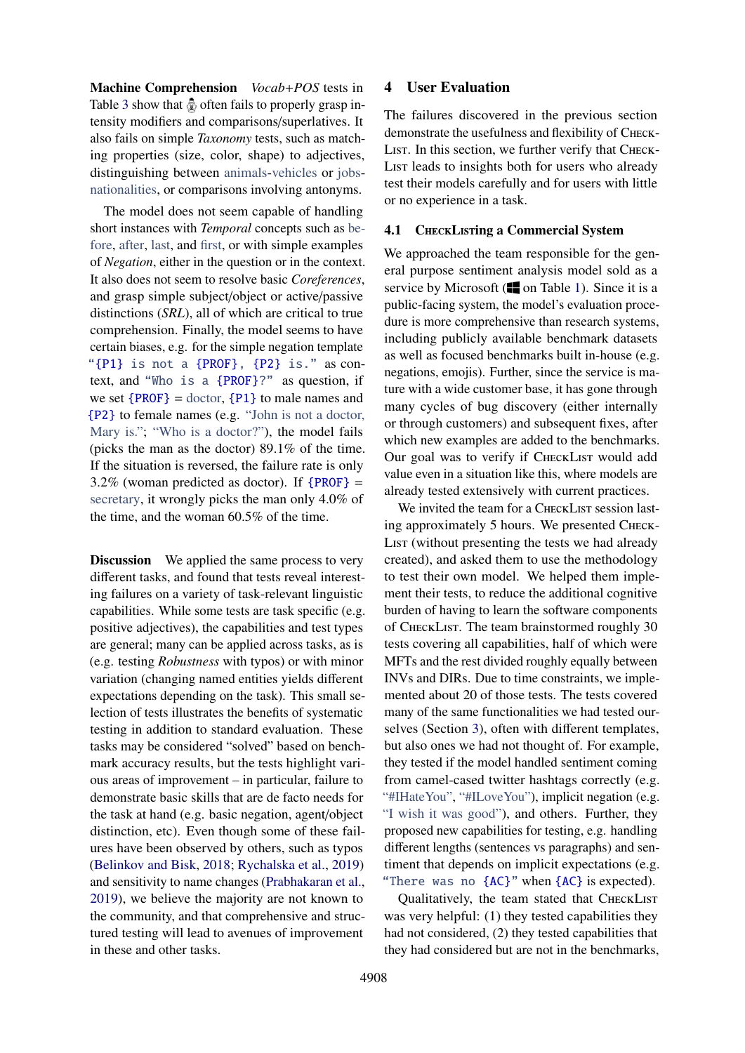**Machine Comprehension** *Vocab+POS* tests in Table 3 show that often fails to properly grasp intensity modifiers and comparisons/superlatives. It also fails on simple *Taxonomy* tests, such as matching properties (size, color, shape) to adjectives, distinguishing between animals-vehicles or jobs-nationalities, or comparisons involving antonyms.

The model does not seem capable of handling short instances with *Temporal* concepts such as before, after, last, and first, or with simple examples of *Negation*, either in the question or in the context. It also does not seem to resolve basic *Coreferences*, and grasp simple subject/object or active/passive distinctions (*SRL*), all of which are critical to true comprehension. Finally, the model seems to have certain biases, e.g. for the simple negation template "{P1} is not a {PROF}, {P2} is." as context, and "Who is a {PROF}?" as question, if we set {PROF} = doctor, {P1} to male names and {P2} to female names (e.g. "John is not a doctor, Mary is."; "Who is a doctor?"), the model fails (picks the man as the doctor) 89.1% of the time. If the situation is reversed, the failure rate is only 3.2% (woman predicted as doctor). If {PROF} = secretary, it wrongly picks the man only 4.0% of the time, and the woman 60.5% of the time.

**Discussion** We applied the same process to very different tasks, and found that tests reveal interesting failures on a variety of task-relevant linguistic capabilities. While some tests are task specific (e.g. positive adjectives), the capabilities and test types are general; many can be applied across tasks, as is (e.g. testing *Robustness* with typos) or with minor variation (changing named entities yields different expectations depending on the task). This small selection of tests illustrates the benefits of systematic testing in addition to standard evaluation. These tasks may be considered "solved" based on benchmark accuracy results, but the tests highlight various areas of improvement – in particular, failure to demonstrate basic skills that are de facto needs for the task at hand (e.g. basic negation, agent/object distinction, etc). Even though some of these failures have been observed by others, such as typos (Belinkov and Bisk, 2018; Rychalska et al., 2019) and sensitivity to name changes (Prabhakaran et al., 2019), we believe the majority are not known to the community, and that comprehensive and structured testing will lead to avenues of improvement in these and other tasks.

## 4 User Evaluation

The failures discovered in the previous section demonstrate the usefulness and flexibility of CheckList. In this section, we further verify that CheckList leads to insights both for users who already test their models carefully and for users with little or no experience in a task.

### 4.1 CheckListing a Commercial System

We approached the team responsible for the general purpose sentiment analysis model sold as a service by Microsoft ( on Table 1). Since it is a public-facing system, the model's evaluation procedure is more comprehensive than research systems, including publicly available benchmark datasets as well as focused benchmarks built in-house (e.g. negations, emojis). Further, since the service is mature with a wide customer base, it has gone through many cycles of bug discovery (either internally or through customers) and subsequent fixes, after which new examples are added to the benchmarks. Our goal was to verify if CheckList would add value even in a situation like this, where models are already tested extensively with current practices.

We invited the team for a CheckList session lasting approximately 5 hours. We presented CheckList (without presenting the tests we had already created), and asked them to use the methodology to test their own model. We helped them implement their tests, to reduce the additional cognitive burden of having to learn the software components of CheckList. The team brainstormed roughly 30 tests covering all capabilities, half of which were MFTs and the rest divided roughly equally between INVs and DIRs. Due to time constraints, we implemented about 20 of those tests. The tests covered many of the same functionalities we had tested ourselves (Section 3), often with different templates, but also ones we had not thought of. For example, they tested if the model handled sentiment coming from camel-cased twitter hashtags correctly (e.g. "#IHateYou", "#ILoveYou"), implicit negation (e.g. "I wish it was good"), and others. Further, they proposed new capabilities for testing, e.g. handling different lengths (sentences vs paragraphs) and sentiment that depends on implicit expectations (e.g. "There was no {AC}" when {AC} is expected).

Qualitatively, the team stated that CheckList was very helpful: (1) they tested capabilities they had not considered, (2) they tested capabilities that they had considered but are not in the benchmarks,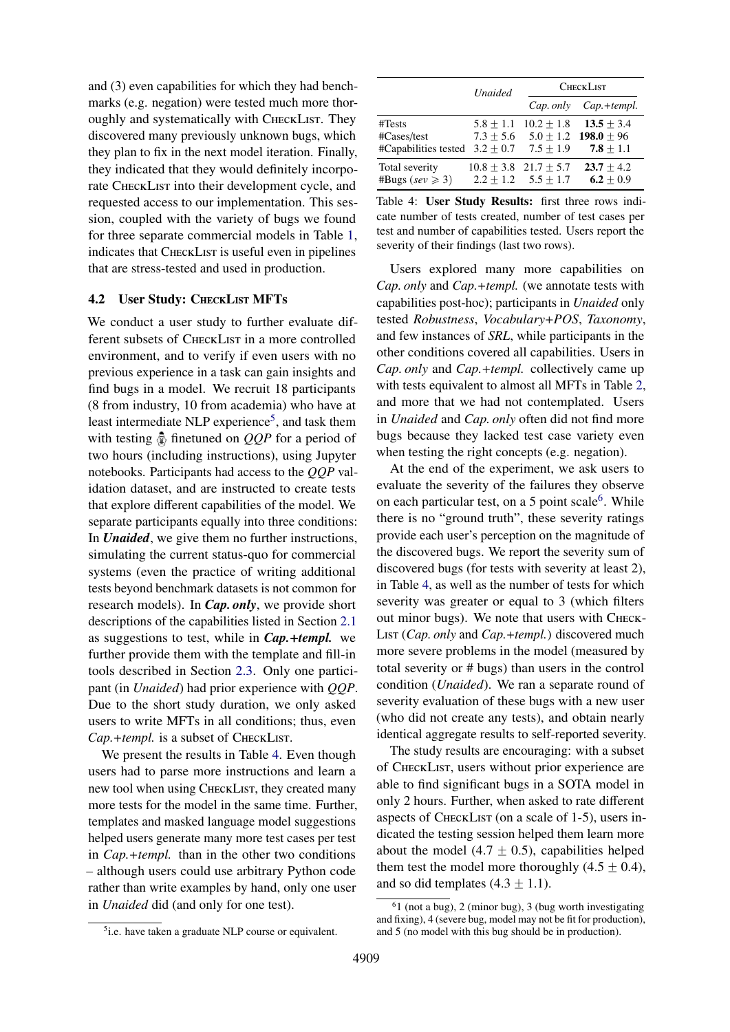and (3) even capabilities for which they had benchmarks (e.g. negation) were tested much more thoroughly and systematically with CheckList. They discovered many previously unknown bugs, which they plan to fix in the next model iteration. Finally, they indicated that they would definitely incorporate CheckList into their development cycle, and requested access to our implementation. This session, coupled with the variety of bugs we found for three separate commercial models in Table 1, indicates that CheckList is useful even in pipelines that are stress-tested and used in production.

### 4.2 User Study: CheckList MFTs

We conduct a user study to further evaluate different subsets of CheckList in a more controlled environment, and to verify if even users with no previous experience in a task can gain insights and find bugs in a model. We recruit 18 participants (8 from industry, 10 from academia) who have at least intermediate NLP experience[5], and task them with testing 🤖 finetuned on *QQP* for a period of two hours (including instructions), using Jupyter notebooks. Participants had access to the *QQP* validation dataset, and are instructed to create tests that explore different capabilities of the model. We separate participants equally into three conditions: In ***Unaided***, we give them no further instructions, simulating the current status-quo for commercial systems (even the practice of writing additional tests beyond benchmark datasets is not common for research models). In ***Cap. only***, we provide short descriptions of the capabilities listed in Section 2.1 as suggestions to test, while in ***Cap.+templ.*** we further provide them with the template and fill-in tools described in Section 2.3. Only one participant (in *Unaided*) had prior experience with *QQP*. Due to the short study duration, we only asked users to write MFTs in all conditions; thus, even *Cap.+templ.* is a subset of CheckList.

We present the results in Table 4. Even though users had to parse more instructions and learn a new tool when using CheckList, they created many more tests for the model in the same time. Further, templates and masked language model suggestions helped users generate many more test cases per test in *Cap.+templ.* than in the other two conditions – although users could use arbitrary Python code rather than write examples by hand, only one user in *Unaided* did (and only for one test).

[5] i.e. have taken a graduate NLP course or equivalent.

| | *Unaided* | CheckList | |
|---|---|---|---|
| | | *Cap. only* | *Cap.+templ.* |
| #Tests | $5.8 \pm 1.1$ | $10.2 \pm 1.8$ | $\mathbf{13.5} \pm 3.4$ |
| #Cases/test | $7.3 \pm 5.6$ | $5.0 \pm 1.2$ | $\mathbf{198.0} \pm 96$ |
| #Capabilities tested | $3.2 \pm 0.7$ | $7.5 \pm 1.9$ | $\mathbf{7.8} \pm 1.1$ |
| Total severity | $10.8 \pm 3.8$ | $21.7 \pm 5.7$ | $\mathbf{23.7} \pm 4.2$ |
| #Bugs ($sev \geqslant 3$) | $2.2 \pm 1.2$ | $5.5 \pm 1.7$ | $\mathbf{6.2} \pm 0.9$ |

Table 4: **User Study Results:** first three rows indicate number of tests created, number of test cases per test and number of capabilities tested. Users report the severity of their findings (last two rows).

Users explored many more capabilities on *Cap. only* and *Cap.+templ.* (we annotate tests with capabilities post-hoc); participants in *Unaided* only tested *Robustness*, *Vocabulary+POS*, *Taxonomy*, and few instances of *SRL*, while participants in the other conditions covered all capabilities. Users in *Cap. only* and *Cap.+templ.* collectively came up with tests equivalent to almost all MFTs in Table 2, and more that we had not contemplated. Users in *Unaided* and *Cap. only* often did not find more bugs because they lacked test case variety even when testing the right concepts (e.g. negation).

At the end of the experiment, we ask users to evaluate the severity of the failures they observe on each particular test, on a 5 point scale[6]. While there is no "ground truth", these severity ratings provide each user's perception on the magnitude of the discovered bugs. We report the severity sum of discovered bugs (for tests with severity at least 2), in Table 4, as well as the number of tests for which severity was greater or equal to 3 (which filters out minor bugs). We note that users with CheckList (*Cap. only* and *Cap.+templ.*) discovered much more severe problems in the model (measured by total severity or # bugs) than users in the control condition (*Unaided*). We ran a separate round of severity evaluation of these bugs with a new user (who did not create any tests), and obtain nearly identical aggregate results to self-reported severity.

The study results are encouraging: with a subset of CheckList, users without prior experience are able to find significant bugs in a SOTA model in only 2 hours. Further, when asked to rate different aspects of CheckList (on a scale of 1-5), users indicated the testing session helped them learn more about the model ($4.7 \pm 0.5$), capabilities helped them test the model more thoroughly ($4.5 \pm 0.4$), and so did templates ($4.3 \pm 1.1$).

[6] 1 (not a bug), 2 (minor bug), 3 (bug worth investigating and fixing), 4 (severe bug, model may not be fit for production), and 5 (no model with this bug should be in production).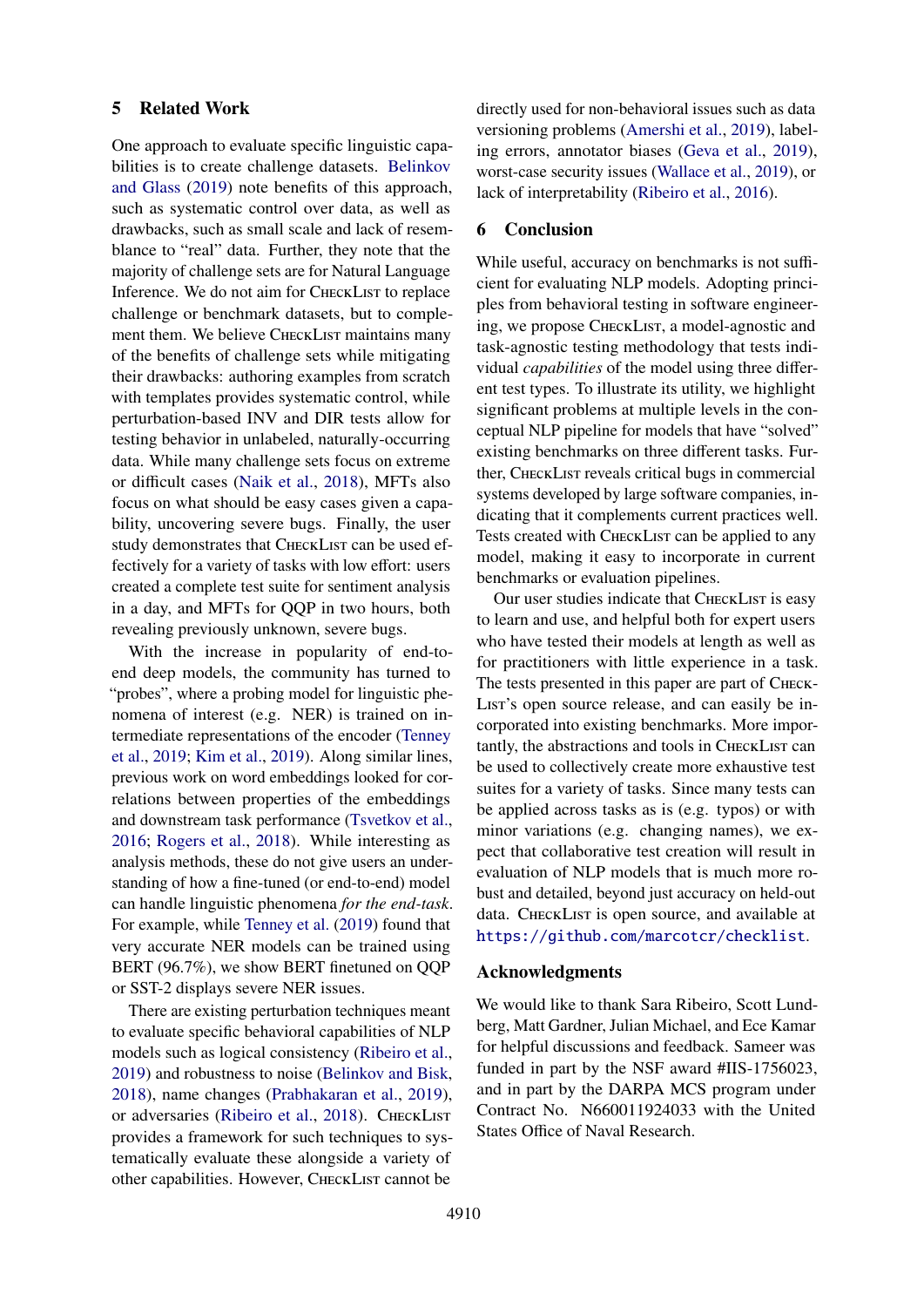## 5 Related Work

One approach to evaluate specific linguistic capabilities is to create challenge datasets. Belinkov and Glass (2019) note benefits of this approach, such as systematic control over data, as well as drawbacks, such as small scale and lack of resemblance to "real" data. Further, they note that the majority of challenge sets are for Natural Language Inference. We do not aim for CheckList to replace challenge or benchmark datasets, but to complement them. We believe CheckList maintains many of the benefits of challenge sets while mitigating their drawbacks: authoring examples from scratch with templates provides systematic control, while perturbation-based INV and DIR tests allow for testing behavior in unlabeled, naturally-occurring data. While many challenge sets focus on extreme or difficult cases (Naik et al., 2018), MFTs also focus on what should be easy cases given a capability, uncovering severe bugs. Finally, the user study demonstrates that CheckList can be used effectively for a variety of tasks with low effort: users created a complete test suite for sentiment analysis in a day, and MFTs for QQP in two hours, both revealing previously unknown, severe bugs.

With the increase in popularity of end-to-end deep models, the community has turned to "probes", where a probing model for linguistic phenomena of interest (e.g. NER) is trained on intermediate representations of the encoder (Tenney et al., 2019; Kim et al., 2019). Along similar lines, previous work on word embeddings looked for correlations between properties of the embeddings and downstream task performance (Tsvetkov et al., 2016; Rogers et al., 2018). While interesting as analysis methods, these do not give users an understanding of how a fine-tuned (or end-to-end) model can handle linguistic phenomena *for the end-task*. For example, while Tenney et al. (2019) found that very accurate NER models can be trained using BERT (96.7%), we show BERT finetuned on QQP or SST-2 displays severe NER issues.

There are existing perturbation techniques meant to evaluate specific behavioral capabilities of NLP models such as logical consistency (Ribeiro et al., 2019) and robustness to noise (Belinkov and Bisk, 2018), name changes (Prabhakaran et al., 2019), or adversaries (Ribeiro et al., 2018). CheckList provides a framework for such techniques to systematically evaluate these alongside a variety of other capabilities. However, CheckList cannot be directly used for non-behavioral issues such as data versioning problems (Amershi et al., 2019), labeling errors, annotator biases (Geva et al., 2019), worst-case security issues (Wallace et al., 2019), or lack of interpretability (Ribeiro et al., 2016).

## 6 Conclusion

While useful, accuracy on benchmarks is not sufficient for evaluating NLP models. Adopting principles from behavioral testing in software engineering, we propose CheckList, a model-agnostic and task-agnostic testing methodology that tests individual *capabilities* of the model using three different test types. To illustrate its utility, we highlight significant problems at multiple levels in the conceptual NLP pipeline for models that have "solved" existing benchmarks on three different tasks. Further, CheckList reveals critical bugs in commercial systems developed by large software companies, indicating that it complements current practices well. Tests created with CheckList can be applied to any model, making it easy to incorporate in current benchmarks or evaluation pipelines.

Our user studies indicate that CheckList is easy to learn and use, and helpful both for expert users who have tested their models at length as well as for practitioners with little experience in a task. The tests presented in this paper are part of CheckList's open source release, and can easily be incorporated into existing benchmarks. More importantly, the abstractions and tools in CheckList can be used to collectively create more exhaustive test suites for a variety of tasks. Since many tests can be applied across tasks as is (e.g. typos) or with minor variations (e.g. changing names), we expect that collaborative test creation will result in evaluation of NLP models that is much more robust and detailed, beyond just accuracy on held-out data. CheckList is open source, and available at https://github.com/marcotcr/checklist.

## Acknowledgments

We would like to thank Sara Ribeiro, Scott Lundberg, Matt Gardner, Julian Michael, and Ece Kamar for helpful discussions and feedback. Sameer was funded in part by the NSF award #IIS-1756023, and in part by the DARPA MCS program under Contract No. N660011924033 with the United States Office of Naval Research.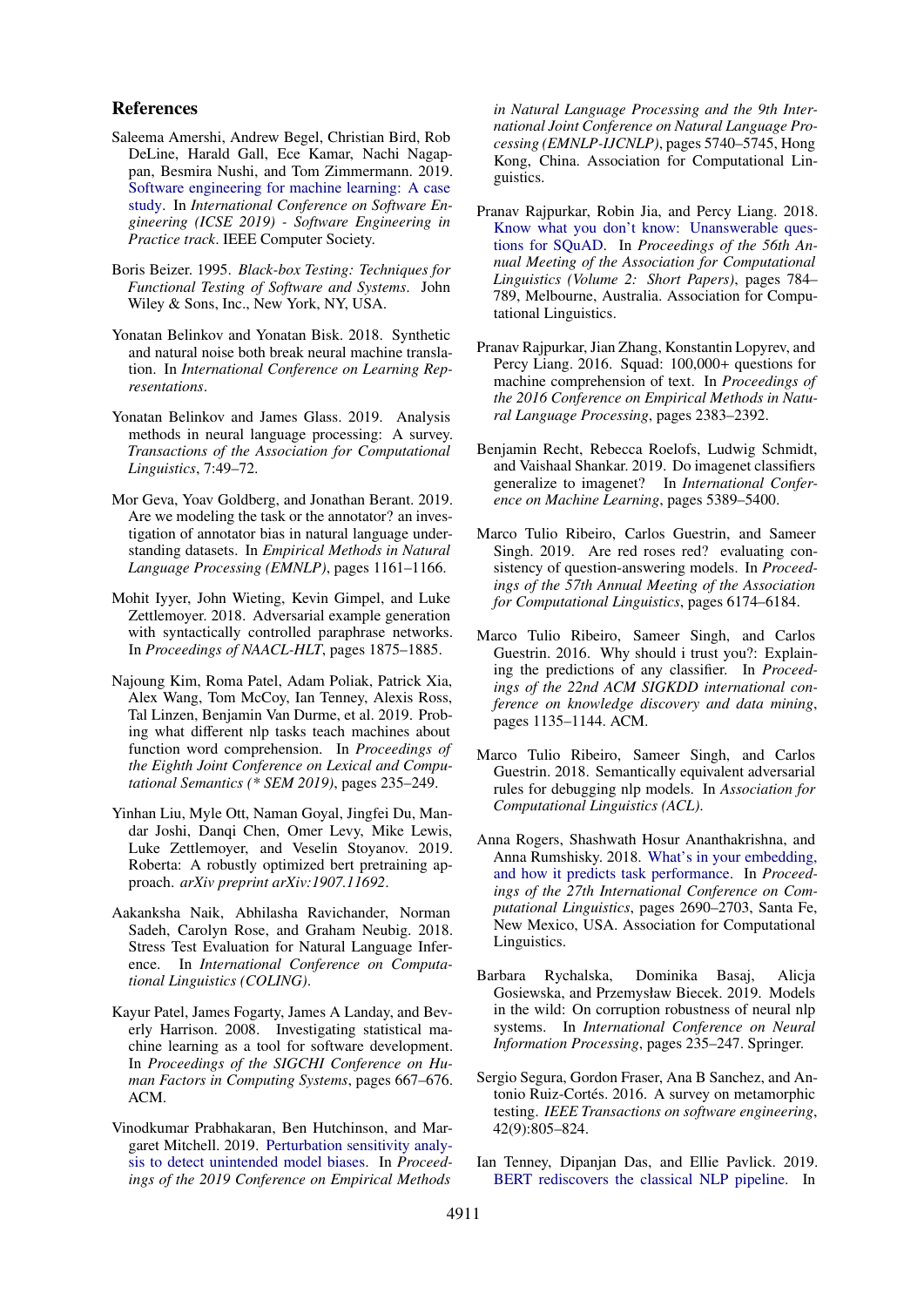## References

Saleema Amershi, Andrew Begel, Christian Bird, Rob DeLine, Harald Gall, Ece Kamar, Nachi Nagappan, Besmira Nushi, and Tom Zimmermann. 2019. Software engineering for machine learning: A case study. In *International Conference on Software Engineering (ICSE 2019) - Software Engineering in Practice track*. IEEE Computer Society.

Boris Beizer. 1995. *Black-box Testing: Techniques for Functional Testing of Software and Systems*. John Wiley & Sons, Inc., New York, NY, USA.

Yonatan Belinkov and Yonatan Bisk. 2018. Synthetic and natural noise both break neural machine translation. In *International Conference on Learning Representations*.

Yonatan Belinkov and James Glass. 2019. Analysis methods in neural language processing: A survey. *Transactions of the Association for Computational Linguistics*, 7:49–72.

Mor Geva, Yoav Goldberg, and Jonathan Berant. 2019. Are we modeling the task or the annotator? an investigation of annotator bias in natural language understanding datasets. In *Empirical Methods in Natural Language Processing (EMNLP)*, pages 1161–1166.

Mohit Iyyer, John Wieting, Kevin Gimpel, and Luke Zettlemoyer. 2018. Adversarial example generation with syntactically controlled paraphrase networks. In *Proceedings of NAACL-HLT*, pages 1875–1885.

Najoung Kim, Roma Patel, Adam Poliak, Patrick Xia, Alex Wang, Tom McCoy, Ian Tenney, Alexis Ross, Tal Linzen, Benjamin Van Durme, et al. 2019. Probing what different nlp tasks teach machines about function word comprehension. In *Proceedings of the Eighth Joint Conference on Lexical and Computational Semantics (* SEM 2019)*, pages 235–249.

Yinhan Liu, Myle Ott, Naman Goyal, Jingfei Du, Mandar Joshi, Danqi Chen, Omer Levy, Mike Lewis, Luke Zettlemoyer, and Veselin Stoyanov. 2019. Roberta: A robustly optimized bert pretraining approach. *arXiv preprint arXiv:1907.11692*.

Aakanksha Naik, Abhilasha Ravichander, Norman Sadeh, Carolyn Rose, and Graham Neubig. 2018. Stress Test Evaluation for Natural Language Inference. In *International Conference on Computational Linguistics (COLING)*.

Kayur Patel, James Fogarty, James A Landay, and Beverly Harrison. 2008. Investigating statistical machine learning as a tool for software development. In *Proceedings of the SIGCHI Conference on Human Factors in Computing Systems*, pages 667–676. ACM.

Vinodkumar Prabhakaran, Ben Hutchinson, and Margaret Mitchell. 2019. Perturbation sensitivity analysis to detect unintended model biases. In *Proceedings of the 2019 Conference on Empirical Methods in Natural Language Processing and the 9th International Joint Conference on Natural Language Processing (EMNLP-IJCNLP)*, pages 5740–5745, Hong Kong, China. Association for Computational Linguistics.

Pranav Rajpurkar, Robin Jia, and Percy Liang. 2018. Know what you don't know: Unanswerable questions for SQuAD. In *Proceedings of the 56th Annual Meeting of the Association for Computational Linguistics (Volume 2: Short Papers)*, pages 784–789, Melbourne, Australia. Association for Computational Linguistics.

Pranav Rajpurkar, Jian Zhang, Konstantin Lopyrev, and Percy Liang. 2016. Squad: 100,000+ questions for machine comprehension of text. In *Proceedings of the 2016 Conference on Empirical Methods in Natural Language Processing*, pages 2383–2392.

Benjamin Recht, Rebecca Roelofs, Ludwig Schmidt, and Vaishaal Shankar. 2019. Do imagenet classifiers generalize to imagenet? In *International Conference on Machine Learning*, pages 5389–5400.

Marco Tulio Ribeiro, Carlos Guestrin, and Sameer Singh. 2019. Are red roses red? evaluating consistency of question-answering models. In *Proceedings of the 57th Annual Meeting of the Association for Computational Linguistics*, pages 6174–6184.

Marco Tulio Ribeiro, Sameer Singh, and Carlos Guestrin. 2016. Why should i trust you?: Explaining the predictions of any classifier. In *Proceedings of the 22nd ACM SIGKDD international conference on knowledge discovery and data mining*, pages 1135–1144. ACM.

Marco Tulio Ribeiro, Sameer Singh, and Carlos Guestrin. 2018. Semantically equivalent adversarial rules for debugging nlp models. In *Association for Computational Linguistics (ACL).*

Anna Rogers, Shashwath Hosur Ananthakrishna, and Anna Rumshisky. 2018. What's in your embedding, and how it predicts task performance. In *Proceedings of the 27th International Conference on Computational Linguistics*, pages 2690–2703, Santa Fe, New Mexico, USA. Association for Computational Linguistics.

Barbara Rychalska, Dominika Basaj, Alicja Gosiewska, and Przemysław Biecek. 2019. Models in the wild: On corruption robustness of neural nlp systems. In *International Conference on Neural Information Processing*, pages 235–247. Springer.

Sergio Segura, Gordon Fraser, Ana B Sanchez, and Antonio Ruiz-Cortés. 2016. A survey on metamorphic testing. *IEEE Transactions on software engineering*, 42(9):805–824.

Ian Tenney, Dipanjan Das, and Ellie Pavlick. 2019. BERT rediscovers the classical NLP pipeline. In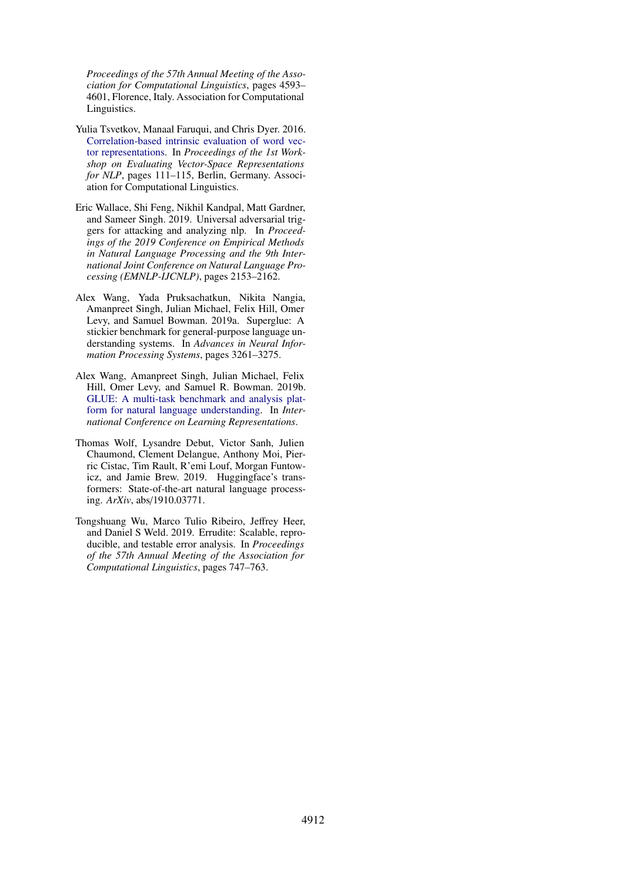*Proceedings of the 57th Annual Meeting of the Association for Computational Linguistics*, pages 4593–4601, Florence, Italy. Association for Computational Linguistics.

Yulia Tsvetkov, Manaal Faruqui, and Chris Dyer. 2016. Correlation-based intrinsic evaluation of word vector representations. In *Proceedings of the 1st Workshop on Evaluating Vector-Space Representations for NLP*, pages 111–115, Berlin, Germany. Association for Computational Linguistics.

Eric Wallace, Shi Feng, Nikhil Kandpal, Matt Gardner, and Sameer Singh. 2019. Universal adversarial triggers for attacking and analyzing nlp. In *Proceedings of the 2019 Conference on Empirical Methods in Natural Language Processing and the 9th International Joint Conference on Natural Language Processing (EMNLP-IJCNLP)*, pages 2153–2162.

Alex Wang, Yada Pruksachatkun, Nikita Nangia, Amanpreet Singh, Julian Michael, Felix Hill, Omer Levy, and Samuel Bowman. 2019a. Superglue: A stickier benchmark for general-purpose language understanding systems. In *Advances in Neural Information Processing Systems*, pages 3261–3275.

Alex Wang, Amanpreet Singh, Julian Michael, Felix Hill, Omer Levy, and Samuel R. Bowman. 2019b. GLUE: A multi-task benchmark and analysis platform for natural language understanding. In *International Conference on Learning Representations*.

Thomas Wolf, Lysandre Debut, Victor Sanh, Julien Chaumond, Clement Delangue, Anthony Moi, Pierric Cistac, Tim Rault, R'emi Louf, Morgan Funtowicz, and Jamie Brew. 2019. Huggingface's transformers: State-of-the-art natural language processing. *ArXiv*, abs/1910.03771.

Tongshuang Wu, Marco Tulio Ribeiro, Jeffrey Heer, and Daniel S Weld. 2019. Errudite: Scalable, reproducible, and testable error analysis. In *Proceedings of the 57th Annual Meeting of the Association for Computational Linguistics*, pages 747–763.